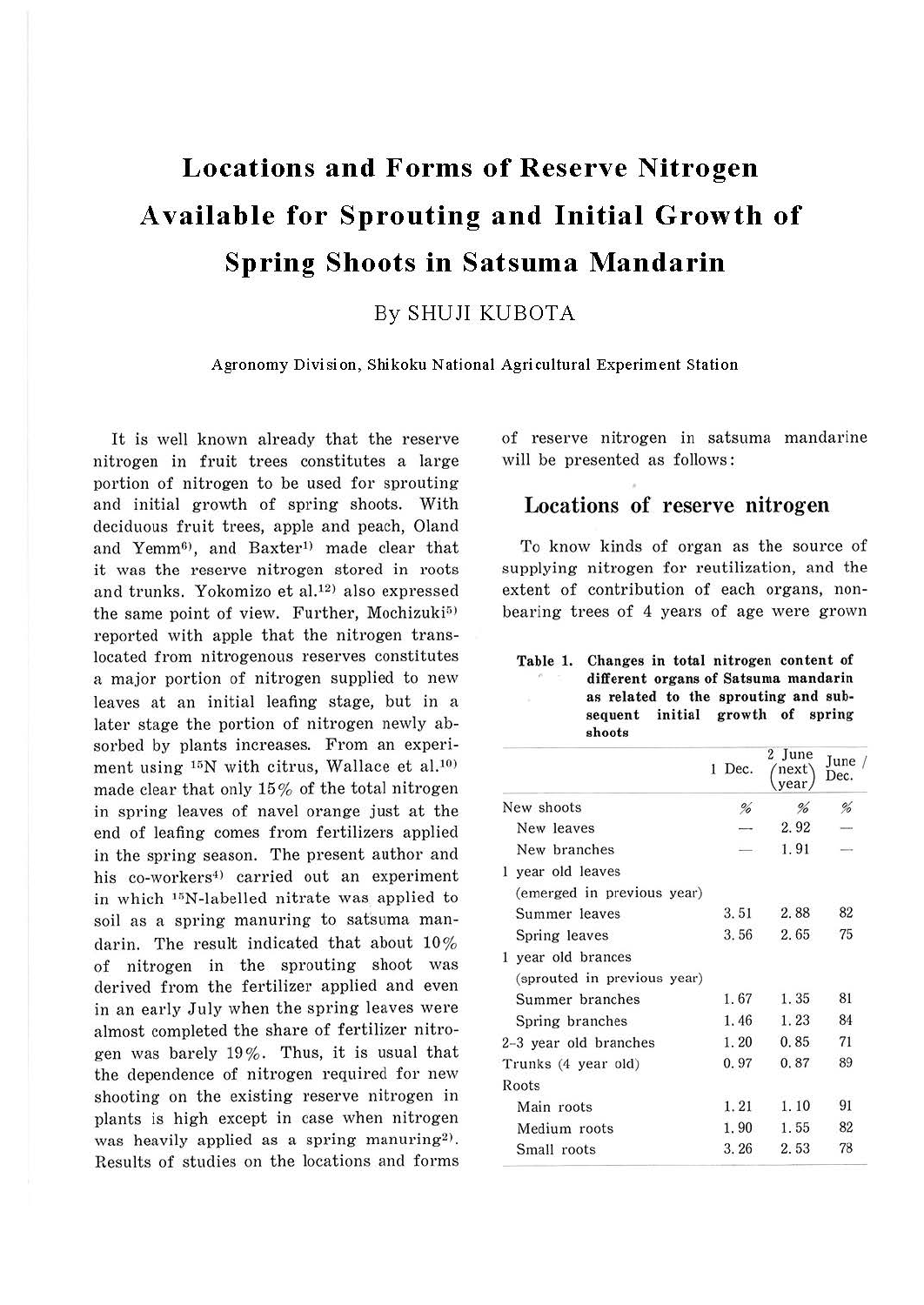# Locations and Forms of Reserve Nitrogen Available for Sprouting and Initial Growth of Spring Shoots in Satsuma Mandarin

By SHUJI KUBOTA

Agronomy Division, Shikoku National Agricultural Experiment Station

It is well known already that the reserve nitrogen in fruit trees constitutes a large portion of nitrogen to be used for sprouting and initial growth of spring shoots. With deciduous fruit trees, apple and peach, Oland and Yemm[6], and Baxter[1] made clear that it was the reserve nitrogen stored in roots and trunks. Yokomizo et al.[12] also expressed the same point of view. Further, Mochizuki[5] reported with apple that the nitrogen translocated from nitrogenous reserves constitutes a major portion of nitrogen supplied to new leaves at an initial leafing stage, but in a later stage the portion of nitrogen newly absorbed by plants increases. From an experiment using $^{15}N$ with citrus, Wallace et al.[10] made clear that only 15% of the total nitrogen in spring leaves of navel orange just at the end of leafing comes from fertilizers applied in the spring season. The present author and his co-workers[4] carried out an experiment in which $^{15}N$-labelled nitrate was applied to soil as a spring manuring to satsuma mandarin. The result indicated that about 10% of nitrogen in the sprouting shoot was derived from the fertilizer applied and even in an early July when the spring leaves were almost completed the share of fertilizer nitrogen was barely 19%. Thus, it is usual that the dependence of nitrogen required for new shooting on the existing reserve nitrogen in plants is high except in case when nitrogen was heavily applied as a spring manuring[2]. Results of studies on the locations and forms of reserve nitrogen in satsuma mandarine will be presented as follows:

## Locations of reserve nitrogen

To know kinds of organ as the source of supplying nitrogen for reutilization, and the extent of contribution of each organs, non-bearing trees of 4 years of age were grown

**Table 1. Changes in total nitrogen content of different organs of Satsuma mandarin as related to the sprouting and subsequent initial growth of spring shoots**

| | 1 Dec. | 2 June (next year) | June / Dec. |
|---|---|---|---|
| New shoots | % | % | % |
| New leaves | — | 2.92 | — |
| New branches | — | 1.91 | — |
| 1 year old leaves (emerged in previous year) | | | |
| Summer leaves | 3.51 | 2.88 | 82 |
| Spring leaves | 3.56 | 2.65 | 75 |
| 1 year old brances (sprouted in previous year) | | | |
| Summer branches | 1.67 | 1.35 | 81 |
| Spring branches | 1.46 | 1.23 | 84 |
| 2–3 year old branches | 1.20 | 0.85 | 71 |
| Trunks (4 year old) | 0.97 | 0.87 | 89 |
| Roots | | | |
| Main roots | 1.21 | 1.10 | 91 |
| Medium roots | 1.90 | 1.55 | 82 |
| Small roots | 3.26 | 2.53 | 78 |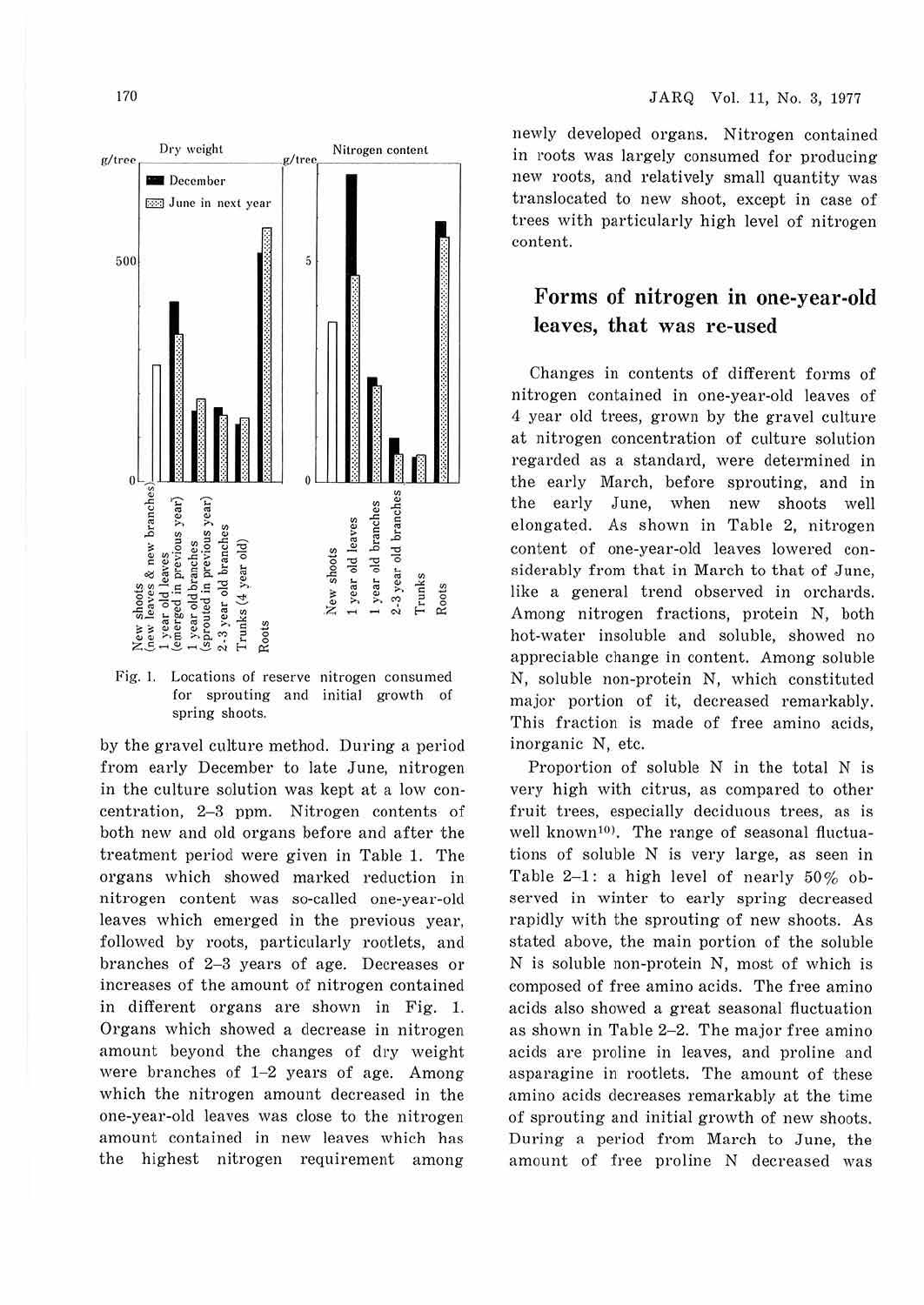Fig. 1. Locations of reserve nitrogen consumed for sprouting and initial growth of spring shoots.

by the gravel culture method. During a period from early December to late June, nitrogen in the culture solution was kept at a low concentration, 2–3 ppm. Nitrogen contents of both new and old organs before and after the treatment period were given in Table 1. The organs which showed marked reduction in nitrogen content was so-called one-year-old leaves which emerged in the previous year, followed by roots, particularly rootlets, and branches of 2–3 years of age. Decreases or increases of the amount of nitrogen contained in different organs are shown in Fig. 1. Organs which showed a decrease in nitrogen amount beyond the changes of dry weight were branches of 1–2 years of age. Among which the nitrogen amount decreased in the one-year-old leaves was close to the nitrogen amount contained in new leaves which has the highest nitrogen requirement among newly developed organs. Nitrogen contained in roots was largely consumed for producing new roots, and relatively small quantity was translocated to new shoot, except in case of trees with particularly high level of nitrogen content.

## Forms of nitrogen in one-year-old leaves, that was re-used

Changes in contents of different forms of nitrogen contained in one-year-old leaves of 4 year old trees, grown by the gravel culture at nitrogen concentration of culture solution regarded as a standard, were determined in the early March, before sprouting, and in the early June, when new shoots well elongated. As shown in Table 2, nitrogen content of one-year-old leaves lowered considerably from that in March to that of June, like a general trend observed in orchards. Among nitrogen fractions, protein N, both hot-water insoluble and soluble, showed no appreciable change in content. Among soluble N, soluble non-protein N, which constituted major portion of it, decreased remarkably. This fraction is made of free amino acids, inorganic N, etc.

Proportion of soluble N in the total N is very high with citrus, as compared to other fruit trees, especially deciduous trees, as is well known[10]. The range of seasonal fluctuations of soluble N is very large, as seen in Table 2–1: a high level of nearly 50% observed in winter to early spring decreased rapidly with the sprouting of new shoots. As stated above, the main portion of the soluble N is soluble non-protein N, most of which is composed of free amino acids. The free amino acids also showed a great seasonal fluctuation as shown in Table 2–2. The major free amino acids are proline in leaves, and proline and asparagine in rootlets. The amount of these amino acids decreases remarkably at the time of sprouting and initial growth of new shoots. During a period from March to June, the amount of free proline N decreased was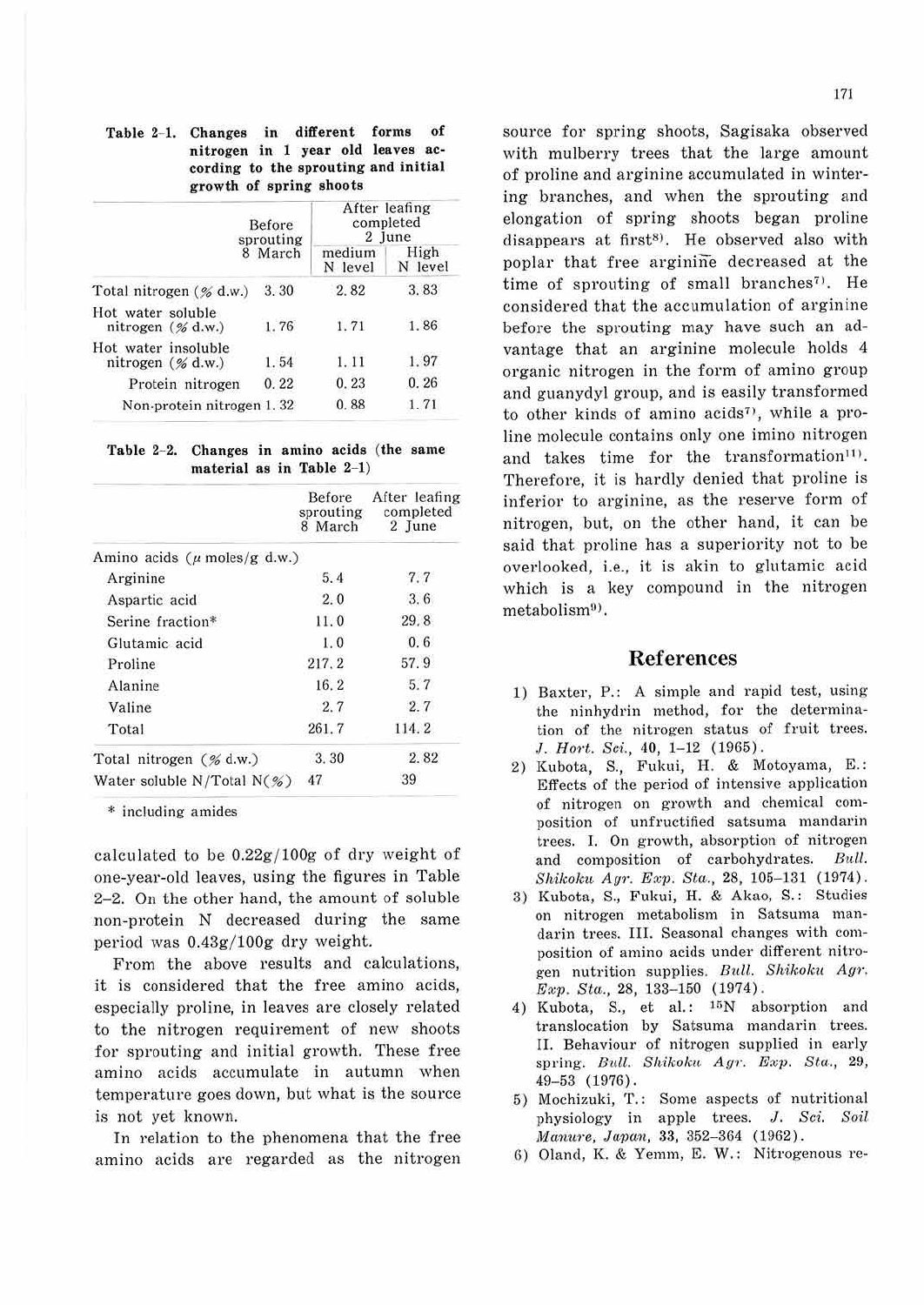**Table 2-1. Changes in different forms of nitrogen in 1 year old leaves according to the sprouting and initial growth of spring shoots**

| | Before sprouting 8 March | After leafing completed 2 June | |
|---|---|---|---|
| | | medium N level | High N level |
| Total nitrogen (% d.w.) | 3.30 | 2.82 | 3.83 |
| Hot water soluble nitrogen (% d.w.) | 1.76 | 1.71 | 1.86 |
| Hot water insoluble nitrogen (% d.w.) | 1.54 | 1.11 | 1.97 |
| Protein nitrogen | 0.22 | 0.23 | 0.26 |
| Non-protein nitrogen | 1.32 | 0.88 | 1.71 |

**Table 2-2. Changes in amino acids (the same material as in Table 2-1)**

| | Before sprouting 8 March | After leafing completed 2 June |
|---|---|---|
| Amino acids (μ moles/g d.w.) | | |
| Arginine | 5.4 | 7.7 |
| Aspartic acid | 2.0 | 3.6 |
| Serine fraction* | 11.0 | 29.8 |
| Glutamic acid | 1.0 | 0.6 |
| Proline | 217.2 | 57.9 |
| Alanine | 16.2 | 5.7 |
| Valine | 2.7 | 2.7 |
| Total | 261.7 | 114.2 |
| Total nitrogen (% d.w.) | 3.30 | 2.82 |
| Water soluble N/Total N(%) | 47 | 39 |

\* including amides

calculated to be 0.22g/100g of dry weight of one-year-old leaves, using the figures in Table 2-2. On the other hand, the amount of soluble non-protein N decreased during the same period was 0.43g/100g dry weight.

From the above results and calculations, it is considered that the free amino acids, especially proline, in leaves are closely related to the nitrogen requirement of new shoots for sprouting and initial growth. These free amino acids accumulate in autumn when temperature goes down, but what is the source is not yet known.

In relation to the phenomena that the free amino acids are regarded as the nitrogen source for spring shoots, Sagisaka observed with mulberry trees that the large amount of proline and arginine accumulated in wintering branches, and when the sprouting and elongation of spring shoots began proline disappears at first[8]. He observed also with poplar that free arginine decreased at the time of sprouting of small branches[7]. He considered that the accumulation of arginine before the sprouting may have such an advantage that an arginine molecule holds 4 organic nitrogen in the form of amino group and guanydyl group, and is easily transformed to other kinds of amino acids[7], while a proline molecule contains only one imino nitrogen and takes time for the transformation[11]. Therefore, it is hardly denied that proline is inferior to arginine, as the reserve form of nitrogen, but, on the other hand, it can be said that proline has a superiority not to be overlooked, i.e., it is akin to glutamic acid which is a key compound in the nitrogen metabolism[9].

## References

1) Baxter, P.: A simple and rapid test, using the ninhydrin method, for the determination of the nitrogen status of fruit trees. *J. Hort. Sci.*, 40, 1–12 (1965).
2) Kubota, S., Fukui, H. & Motoyama, E.: Effects of the period of intensive application of nitrogen on growth and chemical composition of unfructified satsuma mandarin trees. I. On growth, absorption of nitrogen and composition of carbohydrates. *Bull. Shikoku Agr. Exp. Sta.*, 28, 105–131 (1974).
3) Kubota, S., Fukui, H. & Akao, S.: Studies on nitrogen metabolism in Satsuma mandarin trees. III. Seasonal changes with composition of amino acids under different nitrogen nutrition supplies. *Bull. Shikoku Agr. Exp. Sta.*, 28, 133–150 (1974).
4) Kubota, S., et al.: $^{15}N$ absorption and translocation by Satsuma mandarin trees. II. Behaviour of nitrogen supplied in early spring. *Bull. Shikoku Agr. Exp. Sta.*, 29, 49–53 (1976).
5) Mochizuki, T.: Some aspects of nutritional physiology in apple trees. *J. Sci. Soil Manure, Japan*, 33, 352–364 (1962).
6) Oland, K. & Yemm, E. W.: Nitrogenous re-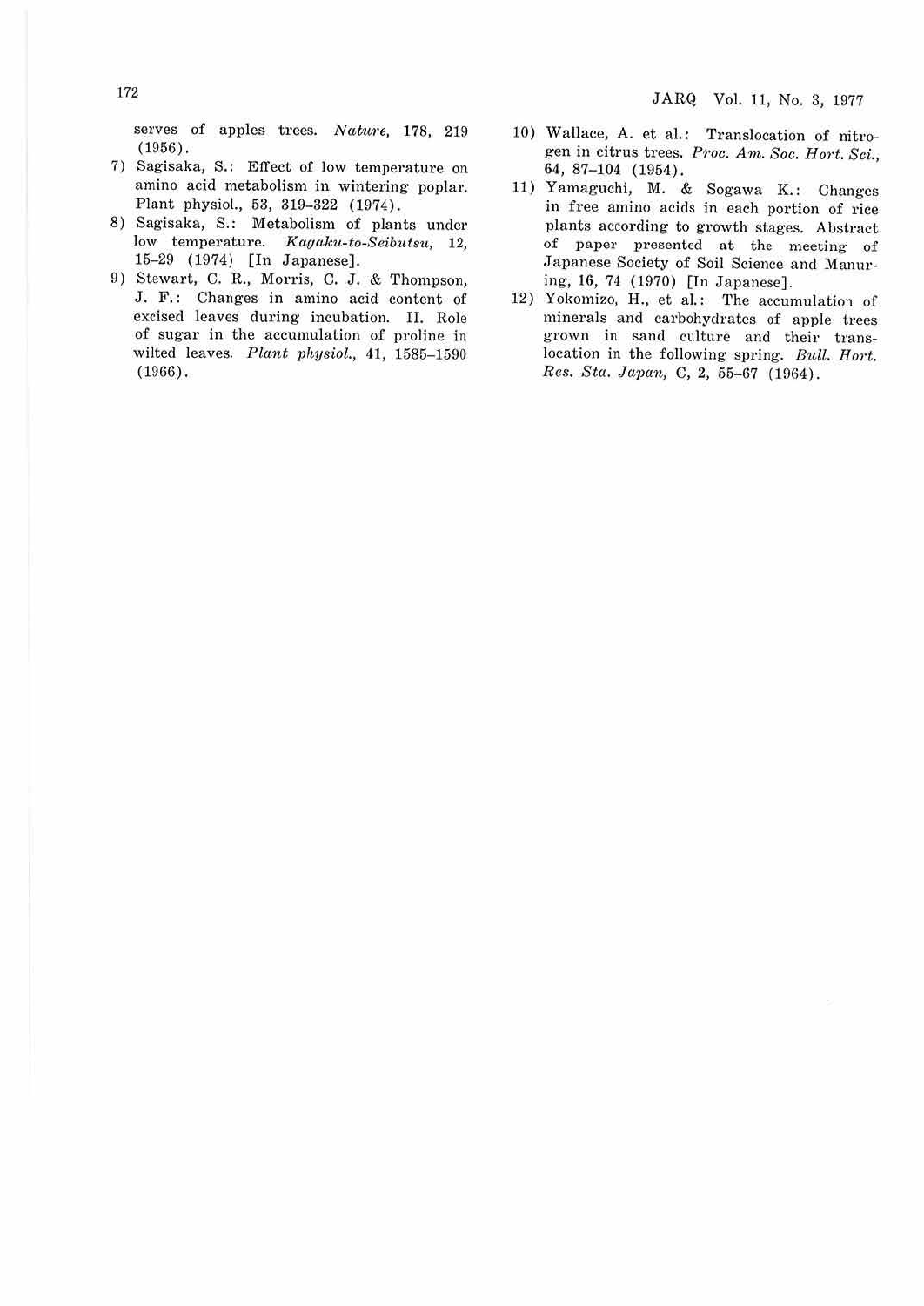serves of apples trees. *Nature*, **178**, 219 (1956).

7) Sagisaka, S.: Effect of low temperature on amino acid metabolism in wintering poplar. Plant physiol., 53, 319–322 (1974).

8) Sagisaka, S.: Metabolism of plants under low temperature. *Kagaku-to-Seibutsu*, **12**, 15–29 (1974) [In Japanese].

9) Stewart, C. R., Morris, C. J. & Thompson, J. F.: Changes in amino acid content of excised leaves during incubation. II. Role of sugar in the accumulation of proline in wilted leaves. *Plant physiol.*, 41, 1585–1590 (1966).

10) Wallace, A. et al.: Translocation of nitrogen in citrus trees. *Proc. Am. Soc. Hort. Sci.*, **64**, 87–104 (1954).

11) Yamaguchi, M. & Sogawa K.: Changes in free amino acids in each portion of rice plants according to growth stages. Abstract of paper presented at the meeting of Japanese Society of Soil Science and Manuring, **16**, 74 (1970) [In Japanese].

12) Yokomizo, H., et al.: The accumulation of minerals and carbohydrates of apple trees grown in sand culture and their translocation in the following spring. *Bull. Hort. Res. Sta. Japan*, C, **2**, 55–67 (1964).